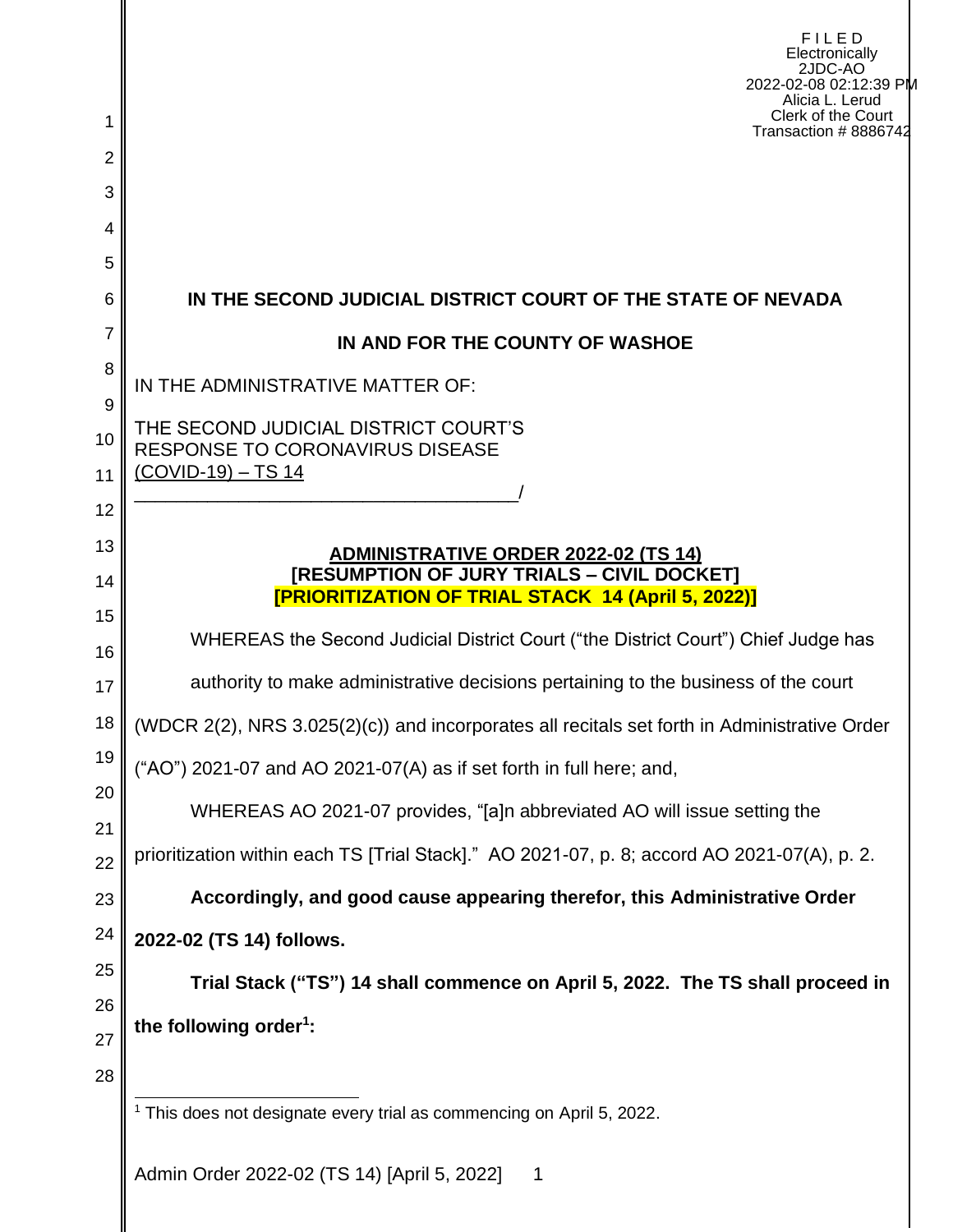F I L E D
Electronically
2JDC-AO
2022-02-08 02:12:39 PM
Alicia L. Lerud
Clerk of the Court
Transaction # 8886742

**IN THE SECOND JUDICIAL DISTRICT COURT OF THE STATE OF NEVADA**

**IN AND FOR THE COUNTY OF WASHOE**

IN THE ADMINISTRATIVE MATTER OF:

THE SECOND JUDICIAL DISTRICT COURT'S RESPONSE TO CORONAVIRUS DISEASE (COVID-19) – TS 14
_____________________________________/

**ADMINISTRATIVE ORDER 2022-02 (TS 14)**
**[RESUMPTION OF JURY TRIALS – CIVIL DOCKET]**
**[PRIORITIZATION OF TRIAL STACK 14 (April 5, 2022)]**

WHEREAS the Second Judicial District Court ("the District Court") Chief Judge has authority to make administrative decisions pertaining to the business of the court (WDCR 2(2), NRS 3.025(2)(c)) and incorporates all recitals set forth in Administrative Order ("AO") 2021-07 and AO 2021-07(A) as if set forth in full here; and,

WHEREAS AO 2021-07 provides, "[a]n abbreviated AO will issue setting the prioritization within each TS [Trial Stack]." AO 2021-07, p. 8; accord AO 2021-07(A), p. 2.

**Accordingly, and good cause appearing therefor, this Administrative Order 2022-02 (TS 14) follows.**

**Trial Stack ("TS") 14 shall commence on April 5, 2022. The TS shall proceed in the following order[1]:**

[1] This does not designate every trial as commencing on April 5, 2022.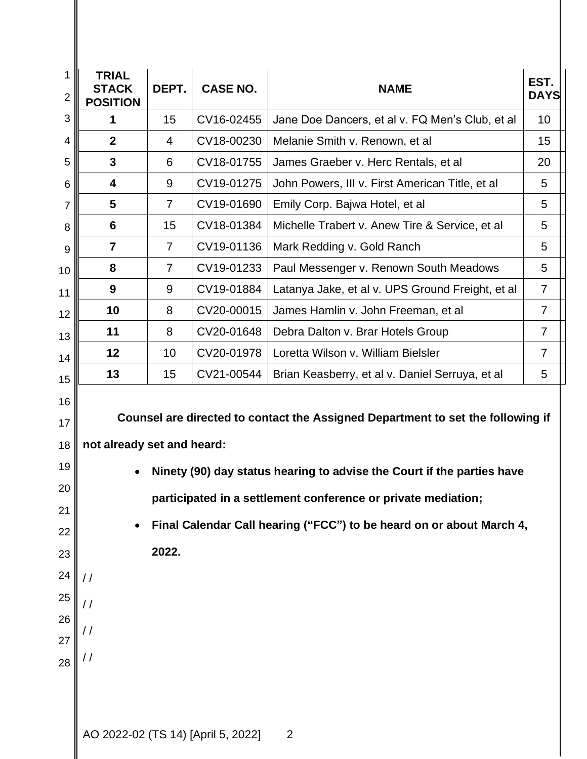| TRIAL STACK POSITION | DEPT. | CASE NO. | NAME | EST. DAYS |
|---|---|---|---|---|
| **1** | 15 | CV16-02455 | Jane Doe Dancers, et al v. FQ Men's Club, et al | 10 |
| **2** | 4 | CV18-00230 | Melanie Smith v. Renown, et al | 15 |
| **3** | 6 | CV18-01755 | James Graeber v. Herc Rentals, et al | 20 |
| **4** | 9 | CV19-01275 | John Powers, III v. First American Title, et al | 5 |
| **5** | 7 | CV19-01690 | Emily Corp. Bajwa Hotel, et al | 5 |
| **6** | 15 | CV18-01384 | Michelle Trabert v. Anew Tire & Service, et al | 5 |
| **7** | 7 | CV19-01136 | Mark Redding v. Gold Ranch | 5 |
| **8** | 7 | CV19-01233 | Paul Messenger v. Renown South Meadows | 5 |
| **9** | 9 | CV19-01884 | Latanya Jake, et al v. UPS Ground Freight, et al | 7 |
| **10** | 8 | CV20-00015 | James Hamlin v. John Freeman, et al | 7 |
| **11** | 8 | CV20-01648 | Debra Dalton v. Brar Hotels Group | 7 |
| **12** | 10 | CV20-01978 | Loretta Wilson v. William Bielsler | 7 |
| **13** | 15 | CV21-00544 | Brian Keasberry, et al v. Daniel Serruya, et al | 5 |

**Counsel are directed to contact the Assigned Department to set the following if not already set and heard:**

- **Ninety (90) day status hearing to advise the Court if the parties have participated in a settlement conference or private mediation;**
- **Final Calendar Call hearing ("FCC") to be heard on or about March 4, 2022.**

/ /

/ /

/ /

/ /

AO 2022-02 (TS 14) [April 5, 2022]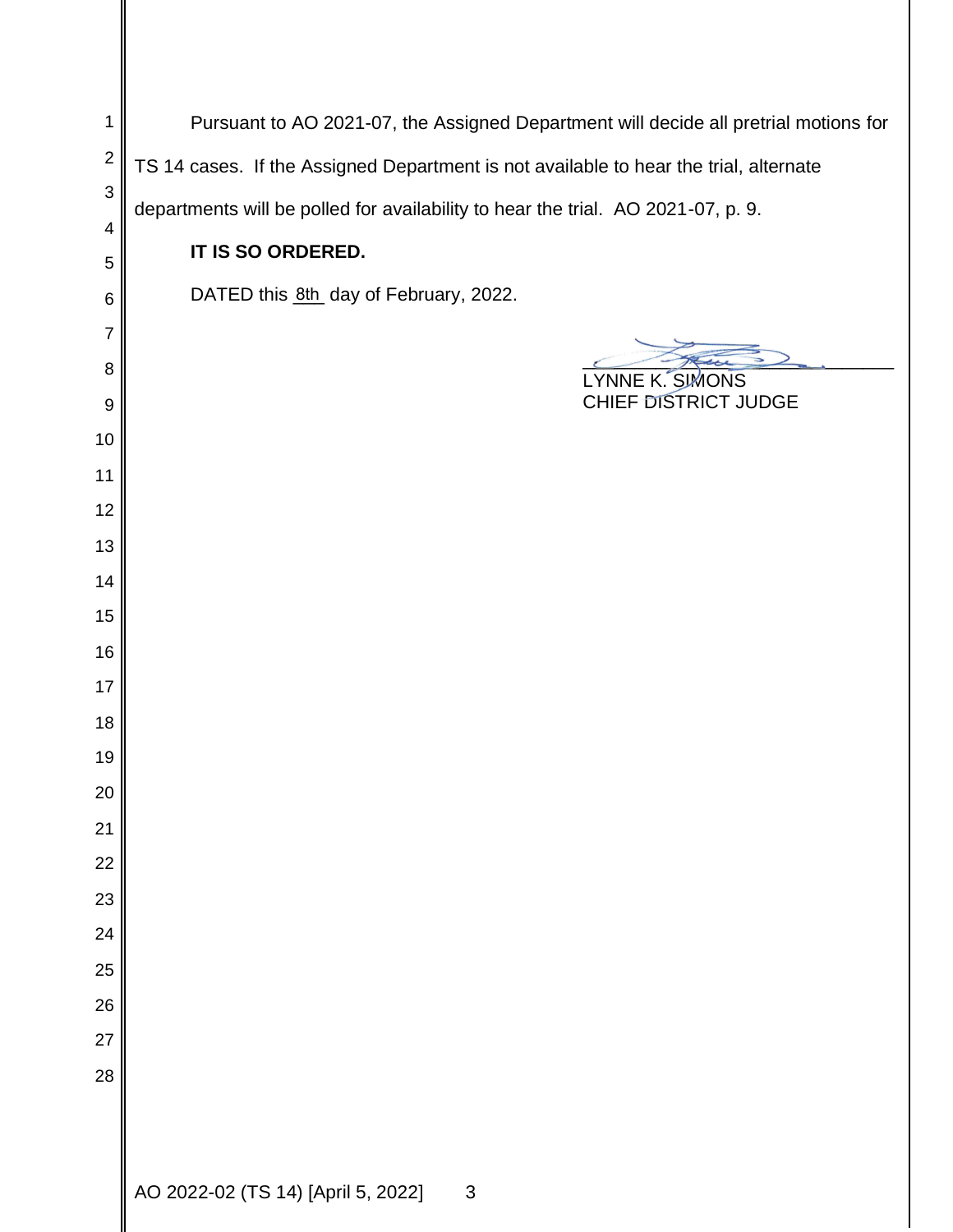Pursuant to AO 2021-07, the Assigned Department will decide all pretrial motions for TS 14 cases. If the Assigned Department is not available to hear the trial, alternate departments will be polled for availability to hear the trial. AO 2021-07, p. 9.

**IT IS SO ORDERED.**

DATED this 8th day of February, 2022.

LYNNE K. SIMONS
CHIEF DISTRICT JUDGE